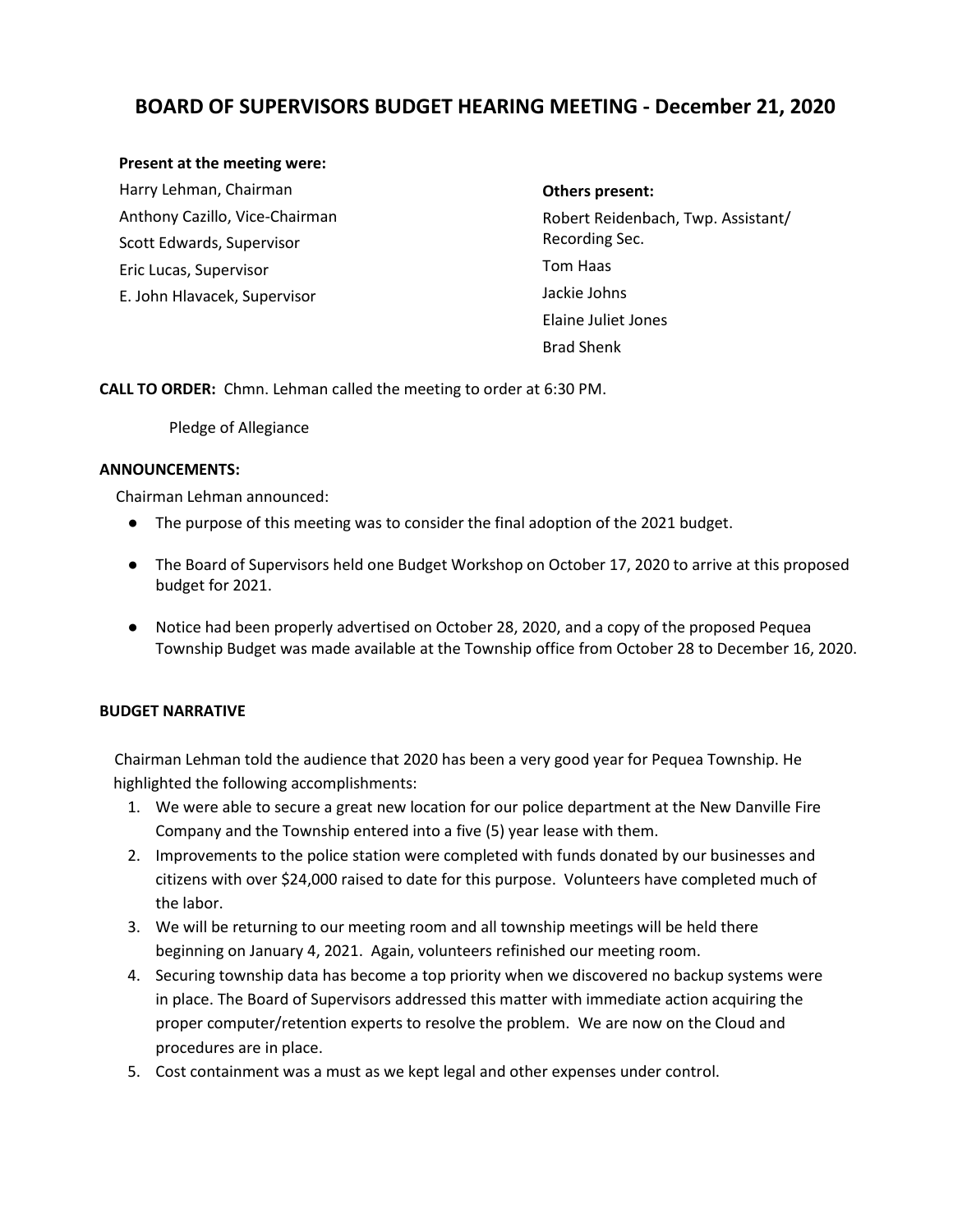# BOARD OF SUPERVISORS BUDGET HEARING MEETING - December 21, 2020

**Present at the meeting were:**

Harry Lehman, Chairman
Anthony Cazillo, Vice-Chairman
Scott Edwards, Supervisor
Eric Lucas, Supervisor
E. John Hlavacek, Supervisor

**Others present:**

Robert Reidenbach, Twp. Assistant/ Recording Sec.
Tom Haas
Jackie Johns
Elaine Juliet Jones
Brad Shenk

**CALL TO ORDER:** Chmn. Lehman called the meeting to order at 6:30 PM.

Pledge of Allegiance

**ANNOUNCEMENTS:**

Chairman Lehman announced:

- The purpose of this meeting was to consider the final adoption of the 2021 budget.
- The Board of Supervisors held one Budget Workshop on October 17, 2020 to arrive at this proposed budget for 2021.
- Notice had been properly advertised on October 28, 2020, and a copy of the proposed Pequea Township Budget was made available at the Township office from October 28 to December 16, 2020.

**BUDGET NARRATIVE**

Chairman Lehman told the audience that 2020 has been a very good year for Pequea Township. He highlighted the following accomplishments:

1. We were able to secure a great new location for our police department at the New Danville Fire Company and the Township entered into a five (5) year lease with them.
2. Improvements to the police station were completed with funds donated by our businesses and citizens with over $24,000 raised to date for this purpose. Volunteers have completed much of the labor.
3. We will be returning to our meeting room and all township meetings will be held there beginning on January 4, 2021. Again, volunteers refinished our meeting room.
4. Securing township data has become a top priority when we discovered no backup systems were in place. The Board of Supervisors addressed this matter with immediate action acquiring the proper computer/retention experts to resolve the problem. We are now on the Cloud and procedures are in place.
5. Cost containment was a must as we kept legal and other expenses under control.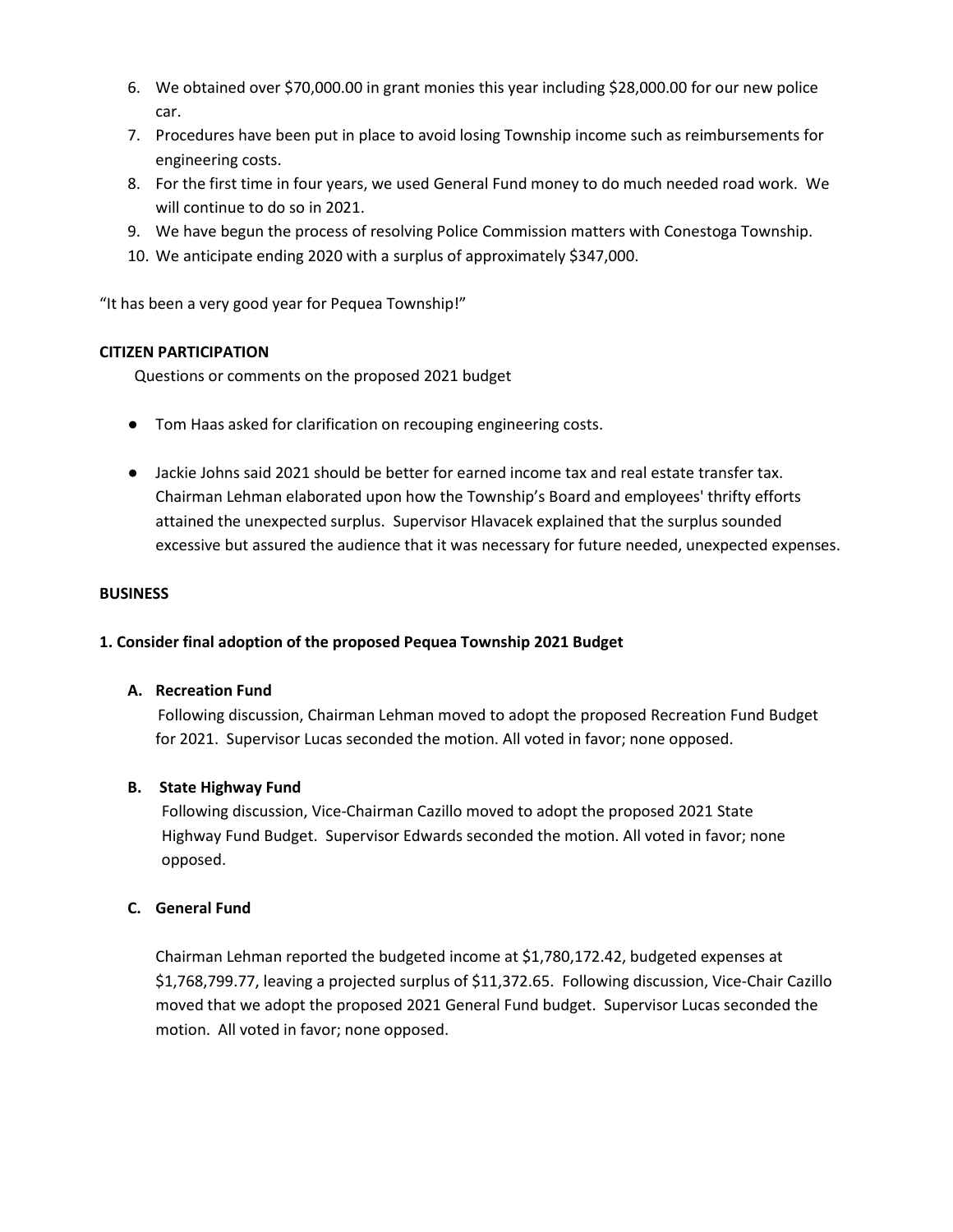6. We obtained over $70,000.00 in grant monies this year including $28,000.00 for our new police car.
7. Procedures have been put in place to avoid losing Township income such as reimbursements for engineering costs.
8. For the first time in four years, we used General Fund money to do much needed road work. We will continue to do so in 2021.
9. We have begun the process of resolving Police Commission matters with Conestoga Township.
10. We anticipate ending 2020 with a surplus of approximately $347,000.

"It has been a very good year for Pequea Township!"

**CITIZEN PARTICIPATION**

Questions or comments on the proposed 2021 budget

- Tom Haas asked for clarification on recouping engineering costs.
- Jackie Johns said 2021 should be better for earned income tax and real estate transfer tax. Chairman Lehman elaborated upon how the Township's Board and employees' thrifty efforts attained the unexpected surplus. Supervisor Hlavacek explained that the surplus sounded excessive but assured the audience that it was necessary for future needed, unexpected expenses.

**BUSINESS**

**1. Consider final adoption of the proposed Pequea Township 2021 Budget**

**A. Recreation Fund**

Following discussion, Chairman Lehman moved to adopt the proposed Recreation Fund Budget for 2021. Supervisor Lucas seconded the motion. All voted in favor; none opposed.

**B. State Highway Fund**

Following discussion, Vice-Chairman Cazillo moved to adopt the proposed 2021 State Highway Fund Budget. Supervisor Edwards seconded the motion. All voted in favor; none opposed.

**C. General Fund**

Chairman Lehman reported the budgeted income at $1,780,172.42, budgeted expenses at $1,768,799.77, leaving a projected surplus of $11,372.65. Following discussion, Vice-Chair Cazillo moved that we adopt the proposed 2021 General Fund budget. Supervisor Lucas seconded the motion. All voted in favor; none opposed.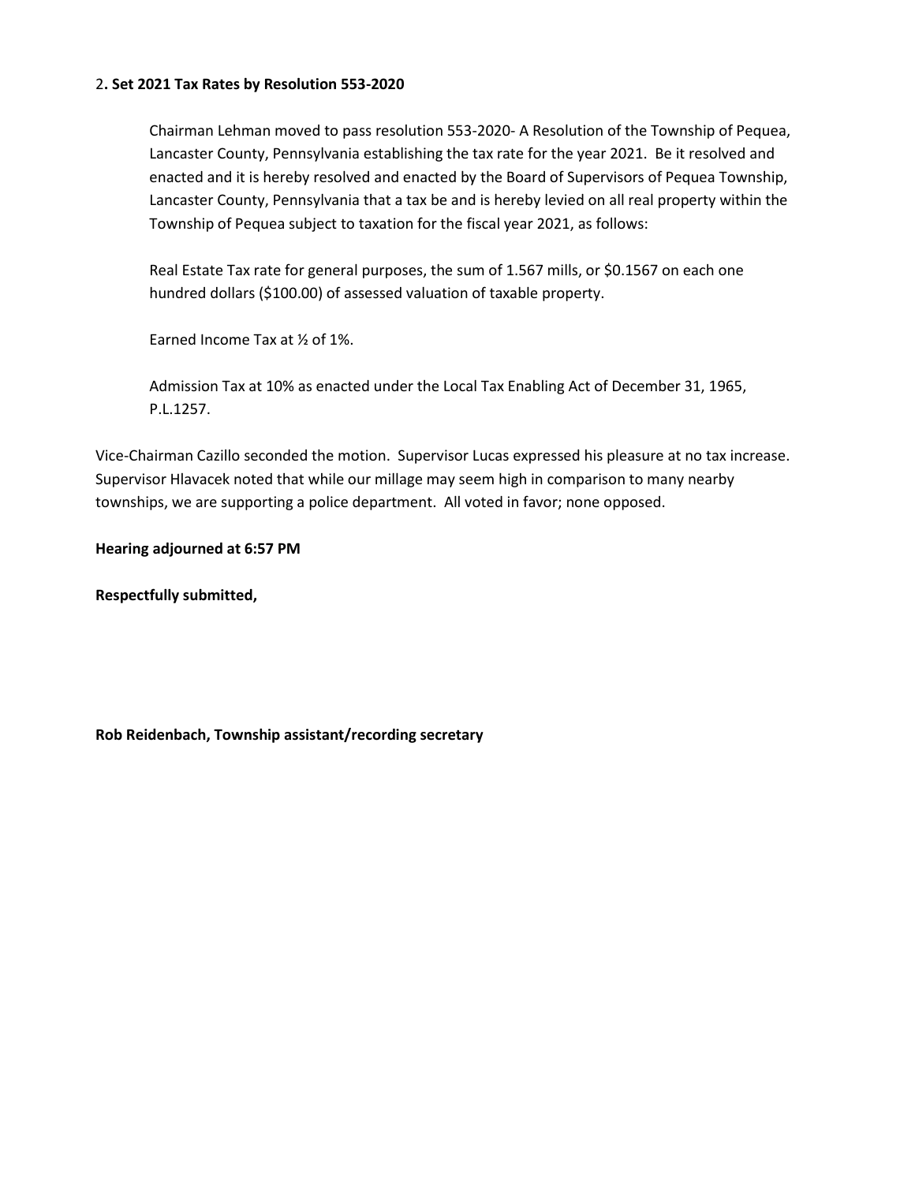2**. Set 2021 Tax Rates by Resolution 553-2020**

Chairman Lehman moved to pass resolution 553-2020- A Resolution of the Township of Pequea, Lancaster County, Pennsylvania establishing the tax rate for the year 2021. Be it resolved and enacted and it is hereby resolved and enacted by the Board of Supervisors of Pequea Township, Lancaster County, Pennsylvania that a tax be and is hereby levied on all real property within the Township of Pequea subject to taxation for the fiscal year 2021, as follows:

Real Estate Tax rate for general purposes, the sum of 1.567 mills, or $0.1567 on each one hundred dollars ($100.00) of assessed valuation of taxable property.

Earned Income Tax at ½ of 1%.

Admission Tax at 10% as enacted under the Local Tax Enabling Act of December 31, 1965, P.L.1257.

Vice-Chairman Cazillo seconded the motion. Supervisor Lucas expressed his pleasure at no tax increase. Supervisor Hlavacek noted that while our millage may seem high in comparison to many nearby townships, we are supporting a police department. All voted in favor; none opposed.

**Hearing adjourned at 6:57 PM**

**Respectfully submitted,**

**Rob Reidenbach, Township assistant/recording secretary**